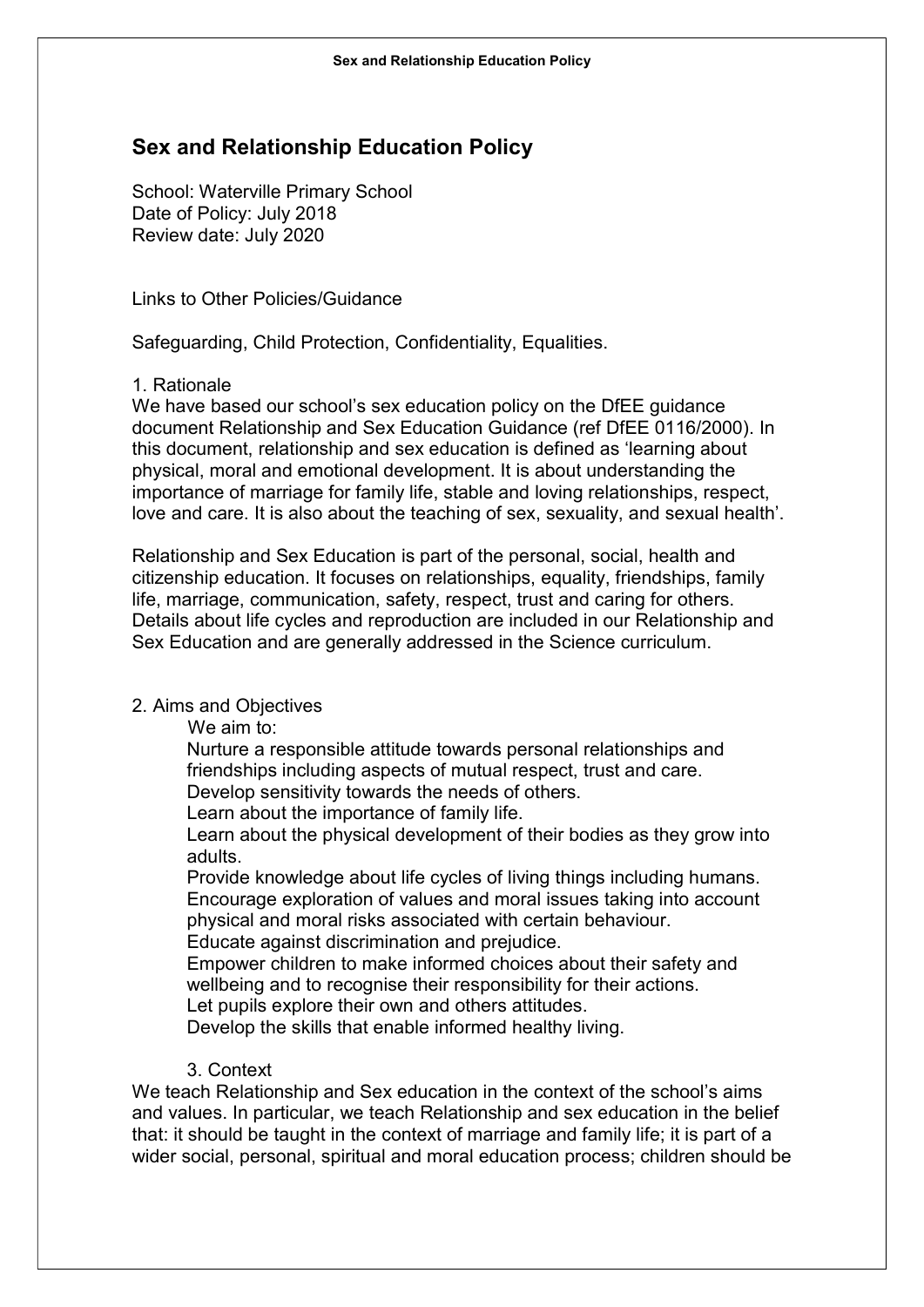# Sex and Relationship Education Policy

School: Waterville Primary School
Date of Policy: July 2018
Review date: July 2020

Links to Other Policies/Guidance

Safeguarding, Child Protection, Confidentiality, Equalities.

1. Rationale
We have based our school's sex education policy on the DfEE guidance document Relationship and Sex Education Guidance (ref DfEE 0116/2000). In this document, relationship and sex education is defined as 'learning about physical, moral and emotional development. It is about understanding the importance of marriage for family life, stable and loving relationships, respect, love and care. It is also about the teaching of sex, sexuality, and sexual health'.

Relationship and Sex Education is part of the personal, social, health and citizenship education. It focuses on relationships, equality, friendships, family life, marriage, communication, safety, respect, trust and caring for others. Details about life cycles and reproduction are included in our Relationship and Sex Education and are generally addressed in the Science curriculum.

2. Aims and Objectives

We aim to:

- Nurture a responsible attitude towards personal relationships and friendships including aspects of mutual respect, trust and care.
- Develop sensitivity towards the needs of others.
- Learn about the importance of family life.
- Learn about the physical development of their bodies as they grow into adults.
- Provide knowledge about life cycles of living things including humans.
- Encourage exploration of values and moral issues taking into account physical and moral risks associated with certain behaviour.
- Educate against discrimination and prejudice.
- Empower children to make informed choices about their safety and wellbeing and to recognise their responsibility for their actions.
- Let pupils explore their own and others attitudes.
- Develop the skills that enable informed healthy living.

3. Context
We teach Relationship and Sex education in the context of the school's aims and values. In particular, we teach Relationship and sex education in the belief that: it should be taught in the context of marriage and family life; it is part of a wider social, personal, spiritual and moral education process; children should be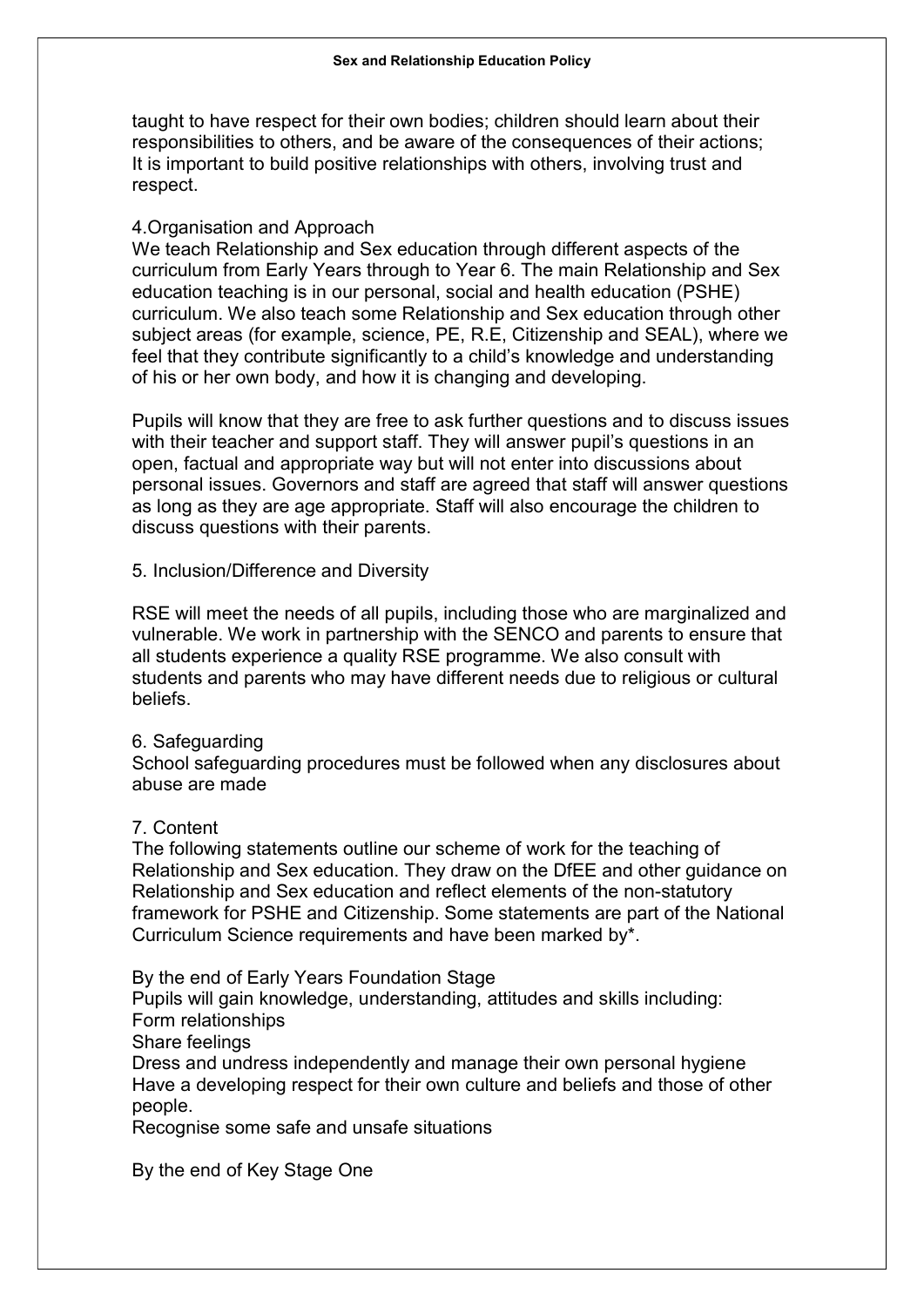taught to have respect for their own bodies; children should learn about their responsibilities to others, and be aware of the consequences of their actions; It is important to build positive relationships with others, involving trust and respect.

## 4.Organisation and Approach

We teach Relationship and Sex education through different aspects of the curriculum from Early Years through to Year 6. The main Relationship and Sex education teaching is in our personal, social and health education (PSHE) curriculum. We also teach some Relationship and Sex education through other subject areas (for example, science, PE, R.E, Citizenship and SEAL), where we feel that they contribute significantly to a child's knowledge and understanding of his or her own body, and how it is changing and developing.

Pupils will know that they are free to ask further questions and to discuss issues with their teacher and support staff. They will answer pupil's questions in an open, factual and appropriate way but will not enter into discussions about personal issues. Governors and staff are agreed that staff will answer questions as long as they are age appropriate. Staff will also encourage the children to discuss questions with their parents.

## 5. Inclusion/Difference and Diversity

RSE will meet the needs of all pupils, including those who are marginalized and vulnerable. We work in partnership with the SENCO and parents to ensure that all students experience a quality RSE programme. We also consult with students and parents who may have different needs due to religious or cultural beliefs.

## 6. Safeguarding

School safeguarding procedures must be followed when any disclosures about abuse are made

## 7. Content

The following statements outline our scheme of work for the teaching of Relationship and Sex education. They draw on the DfEE and other guidance on Relationship and Sex education and reflect elements of the non-statutory framework for PSHE and Citizenship. Some statements are part of the National Curriculum Science requirements and have been marked by*.

By the end of Early Years Foundation Stage

Pupils will gain knowledge, understanding, attitudes and skills including:

Form relationships

Share feelings

Dress and undress independently and manage their own personal hygiene

Have a developing respect for their own culture and beliefs and those of other people.

Recognise some safe and unsafe situations

By the end of Key Stage One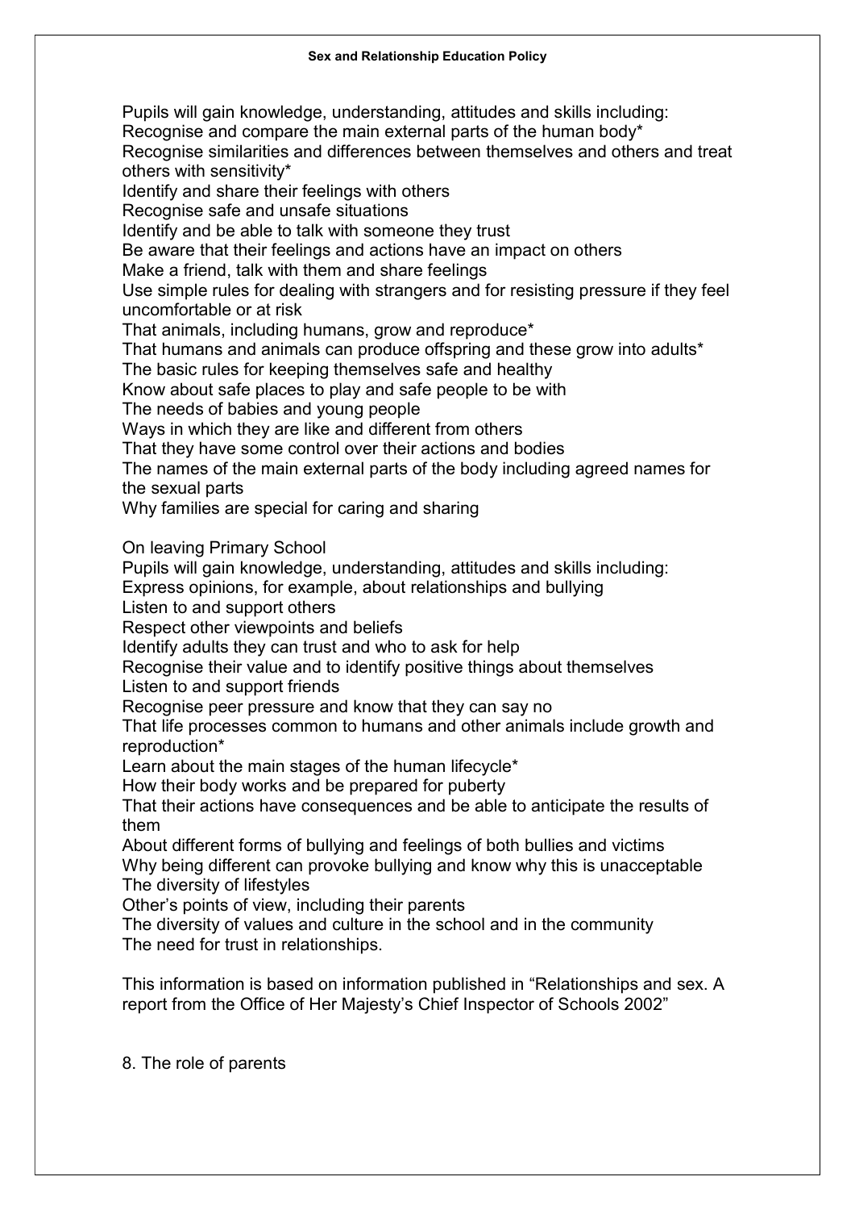Pupils will gain knowledge, understanding, attitudes and skills including:
Recognise and compare the main external parts of the human body*
Recognise similarities and differences between themselves and others and treat others with sensitivity*
Identify and share their feelings with others
Recognise safe and unsafe situations
Identify and be able to talk with someone they trust
Be aware that their feelings and actions have an impact on others
Make a friend, talk with them and share feelings
Use simple rules for dealing with strangers and for resisting pressure if they feel uncomfortable or at risk
That animals, including humans, grow and reproduce*
That humans and animals can produce offspring and these grow into adults*
The basic rules for keeping themselves safe and healthy
Know about safe places to play and safe people to be with
The needs of babies and young people
Ways in which they are like and different from others
That they have some control over their actions and bodies
The names of the main external parts of the body including agreed names for the sexual parts
Why families are special for caring and sharing

On leaving Primary School
Pupils will gain knowledge, understanding, attitudes and skills including:
Express opinions, for example, about relationships and bullying
Listen to and support others
Respect other viewpoints and beliefs
Identify adults they can trust and who to ask for help
Recognise their value and to identify positive things about themselves
Listen to and support friends
Recognise peer pressure and know that they can say no
That life processes common to humans and other animals include growth and reproduction*
Learn about the main stages of the human lifecycle*
How their body works and be prepared for puberty
That their actions have consequences and be able to anticipate the results of them
About different forms of bullying and feelings of both bullies and victims
Why being different can provoke bullying and know why this is unacceptable
The diversity of lifestyles
Other's points of view, including their parents
The diversity of values and culture in the school and in the community
The need for trust in relationships.

This information is based on information published in "Relationships and sex. A report from the Office of Her Majesty's Chief Inspector of Schools 2002"

## 8. The role of parents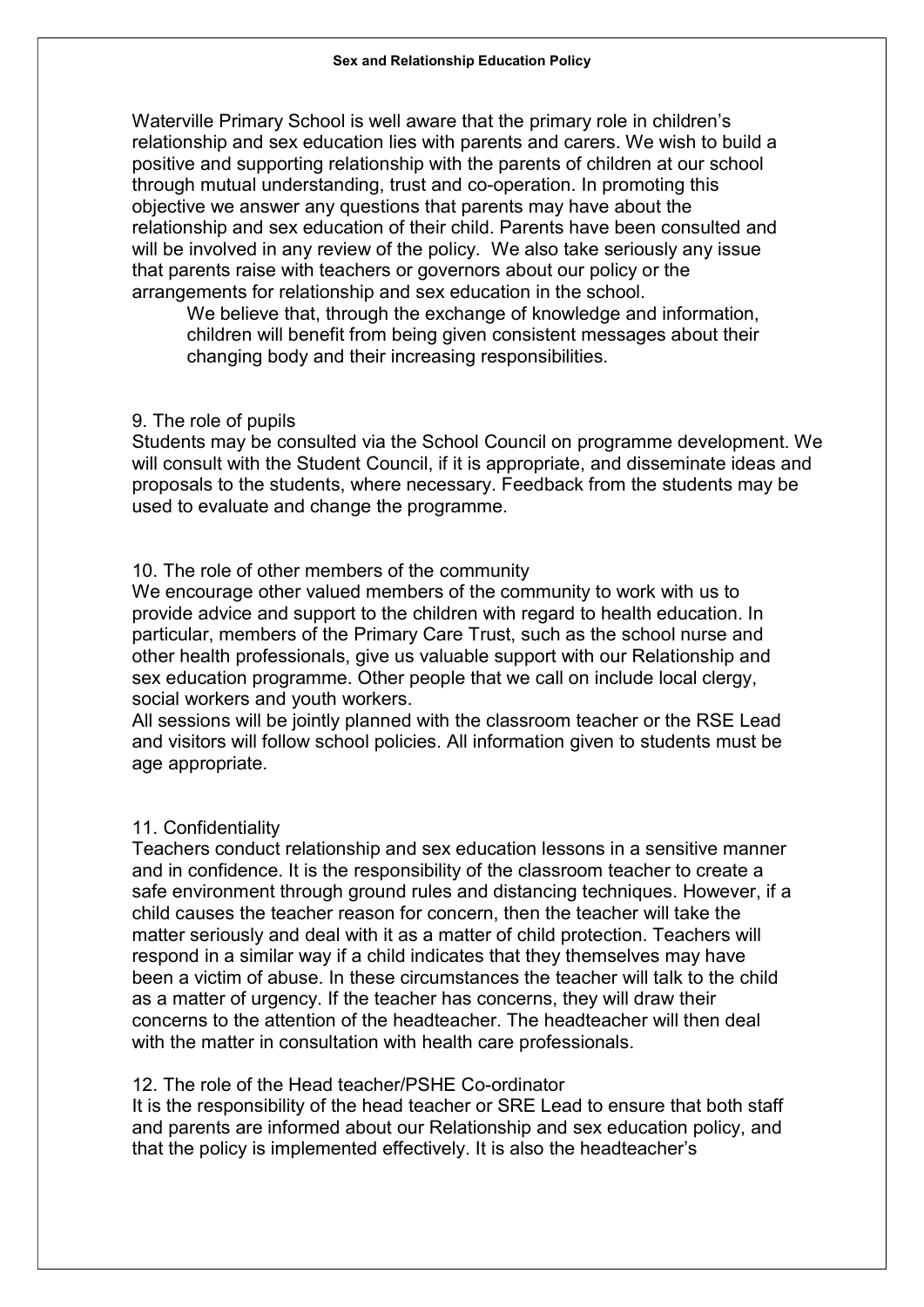Waterville Primary School is well aware that the primary role in children's relationship and sex education lies with parents and carers. We wish to build a positive and supporting relationship with the parents of children at our school through mutual understanding, trust and co-operation. In promoting this objective we answer any questions that parents may have about the relationship and sex education of their child. Parents have been consulted and will be involved in any review of the policy. We also take seriously any issue that parents raise with teachers or governors about our policy or the arrangements for relationship and sex education in the school.

> We believe that, through the exchange of knowledge and information, children will benefit from being given consistent messages about their changing body and their increasing responsibilities.

## 9. The role of pupils

Students may be consulted via the School Council on programme development. We will consult with the Student Council, if it is appropriate, and disseminate ideas and proposals to the students, where necessary. Feedback from the students may be used to evaluate and change the programme.

## 10. The role of other members of the community

We encourage other valued members of the community to work with us to provide advice and support to the children with regard to health education. In particular, members of the Primary Care Trust, such as the school nurse and other health professionals, give us valuable support with our Relationship and sex education programme. Other people that we call on include local clergy, social workers and youth workers.

All sessions will be jointly planned with the classroom teacher or the RSE Lead and visitors will follow school policies. All information given to students must be age appropriate.

## 11. Confidentiality

Teachers conduct relationship and sex education lessons in a sensitive manner and in confidence. It is the responsibility of the classroom teacher to create a safe environment through ground rules and distancing techniques. However, if a child causes the teacher reason for concern, then the teacher will take the matter seriously and deal with it as a matter of child protection. Teachers will respond in a similar way if a child indicates that they themselves may have been a victim of abuse. In these circumstances the teacher will talk to the child as a matter of urgency. If the teacher has concerns, they will draw their concerns to the attention of the headteacher. The headteacher will then deal with the matter in consultation with health care professionals.

## 12. The role of the Head teacher/PSHE Co-ordinator

It is the responsibility of the head teacher or SRE Lead to ensure that both staff and parents are informed about our Relationship and sex education policy, and that the policy is implemented effectively. It is also the headteacher's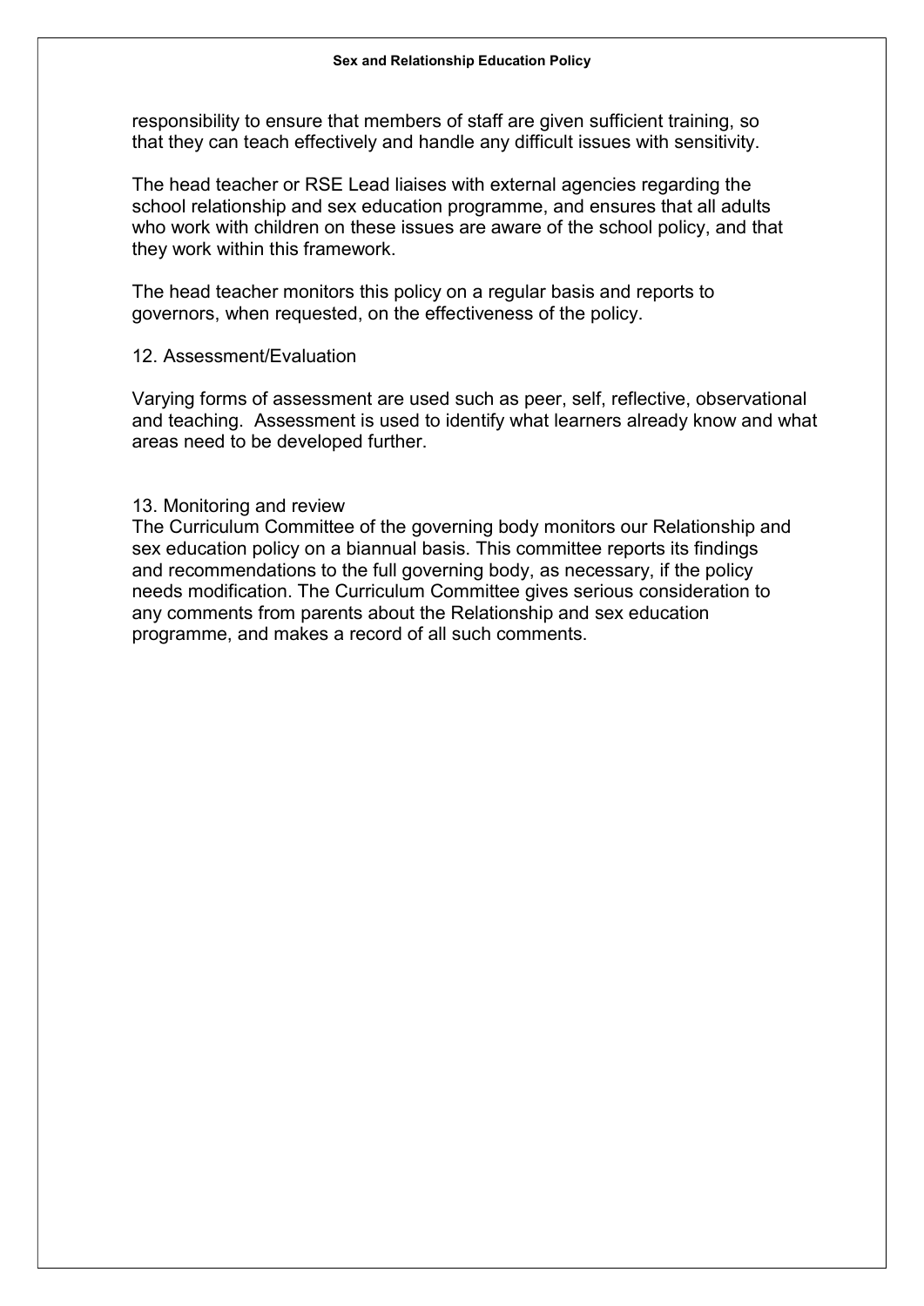responsibility to ensure that members of staff are given sufficient training, so that they can teach effectively and handle any difficult issues with sensitivity.

The head teacher or RSE Lead liaises with external agencies regarding the school relationship and sex education programme, and ensures that all adults who work with children on these issues are aware of the school policy, and that they work within this framework.

The head teacher monitors this policy on a regular basis and reports to governors, when requested, on the effectiveness of the policy.

## 12. Assessment/Evaluation

Varying forms of assessment are used such as peer, self, reflective, observational and teaching. Assessment is used to identify what learners already know and what areas need to be developed further.

## 13. Monitoring and review

The Curriculum Committee of the governing body monitors our Relationship and sex education policy on a biannual basis. This committee reports its findings and recommendations to the full governing body, as necessary, if the policy needs modification. The Curriculum Committee gives serious consideration to any comments from parents about the Relationship and sex education programme, and makes a record of all such comments.